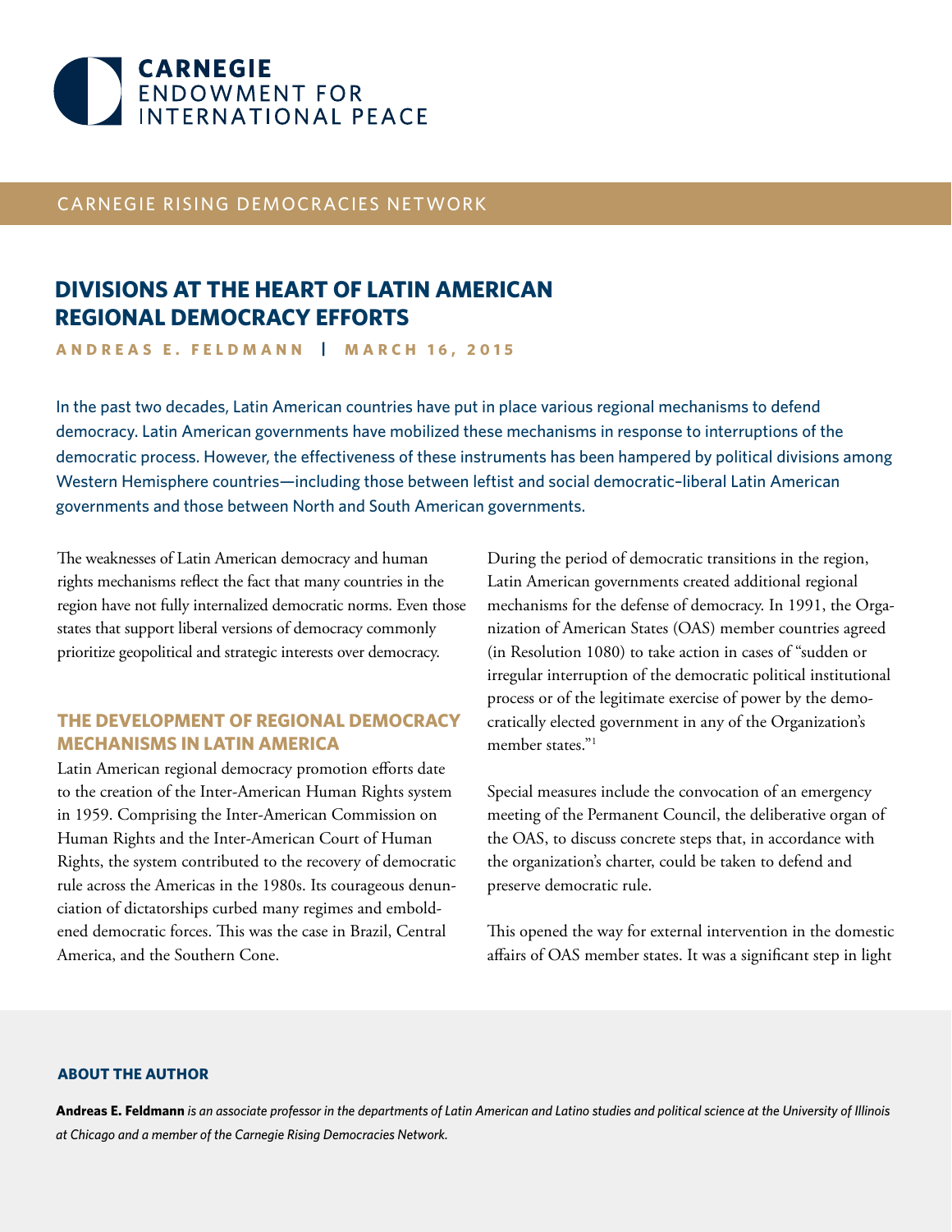CARNEGIE ENDOWMENT FOR INTERNATIONAL PEACE

CARNEGIE RISING DEMOCRACIES NETWORK

# DIVISIONS AT THE HEART OF LATIN AMERICAN REGIONAL DEMOCRACY EFFORTS

**ANDREAS E. FELDMANN | MARCH 16, 2015**

In the past two decades, Latin American countries have put in place various regional mechanisms to defend democracy. Latin American governments have mobilized these mechanisms in response to interruptions of the democratic process. However, the effectiveness of these instruments has been hampered by political divisions among Western Hemisphere countries—including those between leftist and social democratic–liberal Latin American governments and those between North and South American governments.

The weaknesses of Latin American democracy and human rights mechanisms reflect the fact that many countries in the region have not fully internalized democratic norms. Even those states that support liberal versions of democracy commonly prioritize geopolitical and strategic interests over democracy.

## THE DEVELOPMENT OF REGIONAL DEMOCRACY MECHANISMS IN LATIN AMERICA

Latin American regional democracy promotion efforts date to the creation of the Inter-American Human Rights system in 1959. Comprising the Inter-American Commission on Human Rights and the Inter-American Court of Human Rights, the system contributed to the recovery of democratic rule across the Americas in the 1980s. Its courageous denunciation of dictatorships curbed many regimes and emboldened democratic forces. This was the case in Brazil, Central America, and the Southern Cone.

During the period of democratic transitions in the region, Latin American governments created additional regional mechanisms for the defense of democracy. In 1991, the Organization of American States (OAS) member countries agreed (in Resolution 1080) to take action in cases of "sudden or irregular interruption of the democratic political institutional process or of the legitimate exercise of power by the democratically elected government in any of the Organization's member states."[1]

Special measures include the convocation of an emergency meeting of the Permanent Council, the deliberative organ of the OAS, to discuss concrete steps that, in accordance with the organization's charter, could be taken to defend and preserve democratic rule.

This opened the way for external intervention in the domestic affairs of OAS member states. It was a significant step in light

**ABOUT THE AUTHOR**

**Andreas E. Feldmann** *is an associate professor in the departments of Latin American and Latino studies and political science at the University of Illinois at Chicago and a member of the Carnegie Rising Democracies Network.*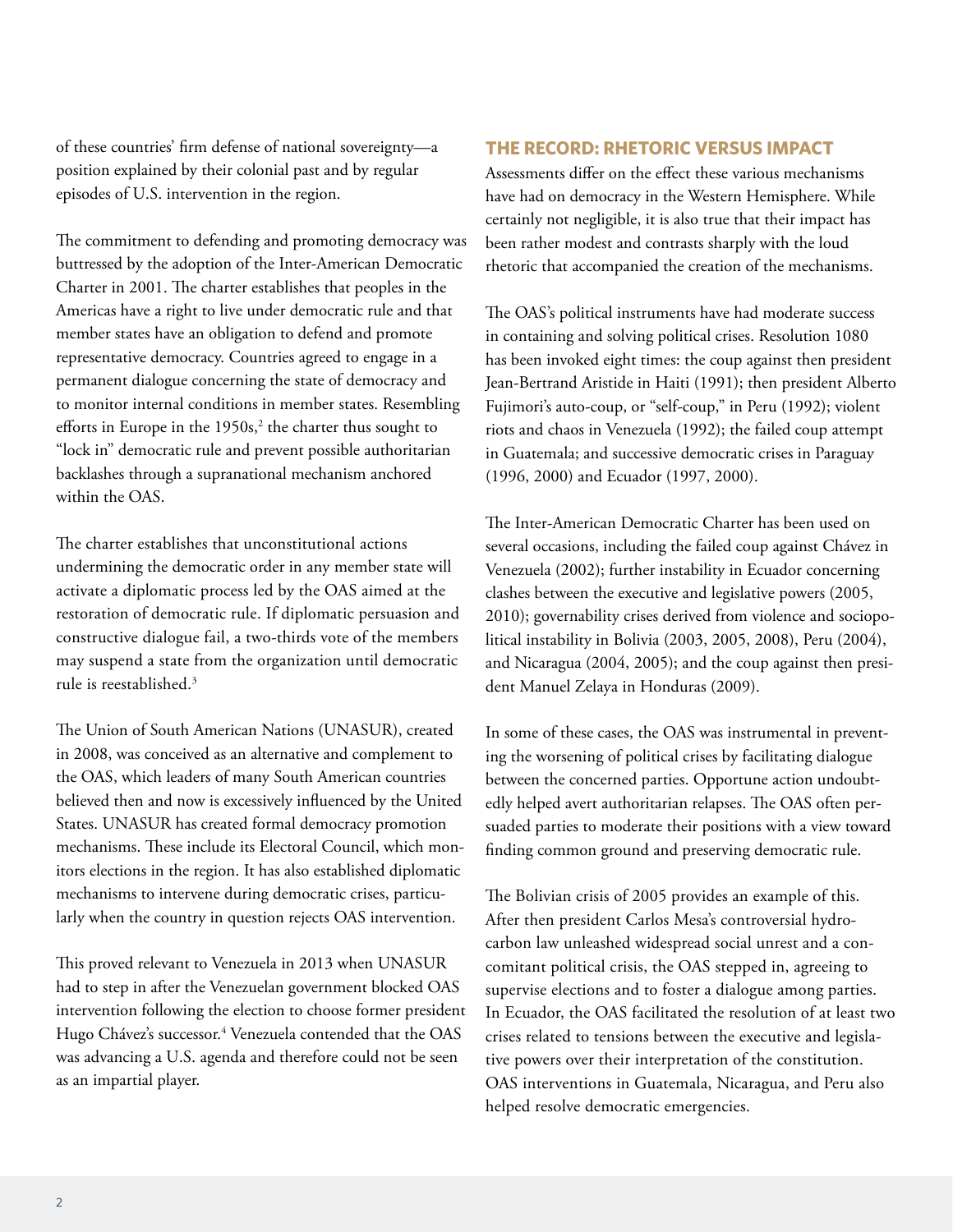of these countries' firm defense of national sovereignty—a position explained by their colonial past and by regular episodes of U.S. intervention in the region.

The commitment to defending and promoting democracy was buttressed by the adoption of the Inter-American Democratic Charter in 2001. The charter establishes that peoples in the Americas have a right to live under democratic rule and that member states have an obligation to defend and promote representative democracy. Countries agreed to engage in a permanent dialogue concerning the state of democracy and to monitor internal conditions in member states. Resembling efforts in Europe in the 1950s,[2] the charter thus sought to "lock in" democratic rule and prevent possible authoritarian backlashes through a supranational mechanism anchored within the OAS.

The charter establishes that unconstitutional actions undermining the democratic order in any member state will activate a diplomatic process led by the OAS aimed at the restoration of democratic rule. If diplomatic persuasion and constructive dialogue fail, a two-thirds vote of the members may suspend a state from the organization until democratic rule is reestablished.[3]

The Union of South American Nations (UNASUR), created in 2008, was conceived as an alternative and complement to the OAS, which leaders of many South American countries believed then and now is excessively influenced by the United States. UNASUR has created formal democracy promotion mechanisms. These include its Electoral Council, which monitors elections in the region. It has also established diplomatic mechanisms to intervene during democratic crises, particularly when the country in question rejects OAS intervention.

This proved relevant to Venezuela in 2013 when UNASUR had to step in after the Venezuelan government blocked OAS intervention following the election to choose former president Hugo Chávez's successor.[4] Venezuela contended that the OAS was advancing a U.S. agenda and therefore could not be seen as an impartial player.

## THE RECORD: RHETORIC VERSUS IMPACT

Assessments differ on the effect these various mechanisms have had on democracy in the Western Hemisphere. While certainly not negligible, it is also true that their impact has been rather modest and contrasts sharply with the loud rhetoric that accompanied the creation of the mechanisms.

The OAS's political instruments have had moderate success in containing and solving political crises. Resolution 1080 has been invoked eight times: the coup against then president Jean-Bertrand Aristide in Haiti (1991); then president Alberto Fujimori's auto-coup, or "self-coup," in Peru (1992); violent riots and chaos in Venezuela (1992); the failed coup attempt in Guatemala; and successive democratic crises in Paraguay (1996, 2000) and Ecuador (1997, 2000).

The Inter-American Democratic Charter has been used on several occasions, including the failed coup against Chávez in Venezuela (2002); further instability in Ecuador concerning clashes between the executive and legislative powers (2005, 2010); governability crises derived from violence and sociopolitical instability in Bolivia (2003, 2005, 2008), Peru (2004), and Nicaragua (2004, 2005); and the coup against then president Manuel Zelaya in Honduras (2009).

In some of these cases, the OAS was instrumental in preventing the worsening of political crises by facilitating dialogue between the concerned parties. Opportune action undoubtedly helped avert authoritarian relapses. The OAS often persuaded parties to moderate their positions with a view toward finding common ground and preserving democratic rule.

The Bolivian crisis of 2005 provides an example of this. After then president Carlos Mesa's controversial hydrocarbon law unleashed widespread social unrest and a concomitant political crisis, the OAS stepped in, agreeing to supervise elections and to foster a dialogue among parties. In Ecuador, the OAS facilitated the resolution of at least two crises related to tensions between the executive and legislative powers over their interpretation of the constitution. OAS interventions in Guatemala, Nicaragua, and Peru also helped resolve democratic emergencies.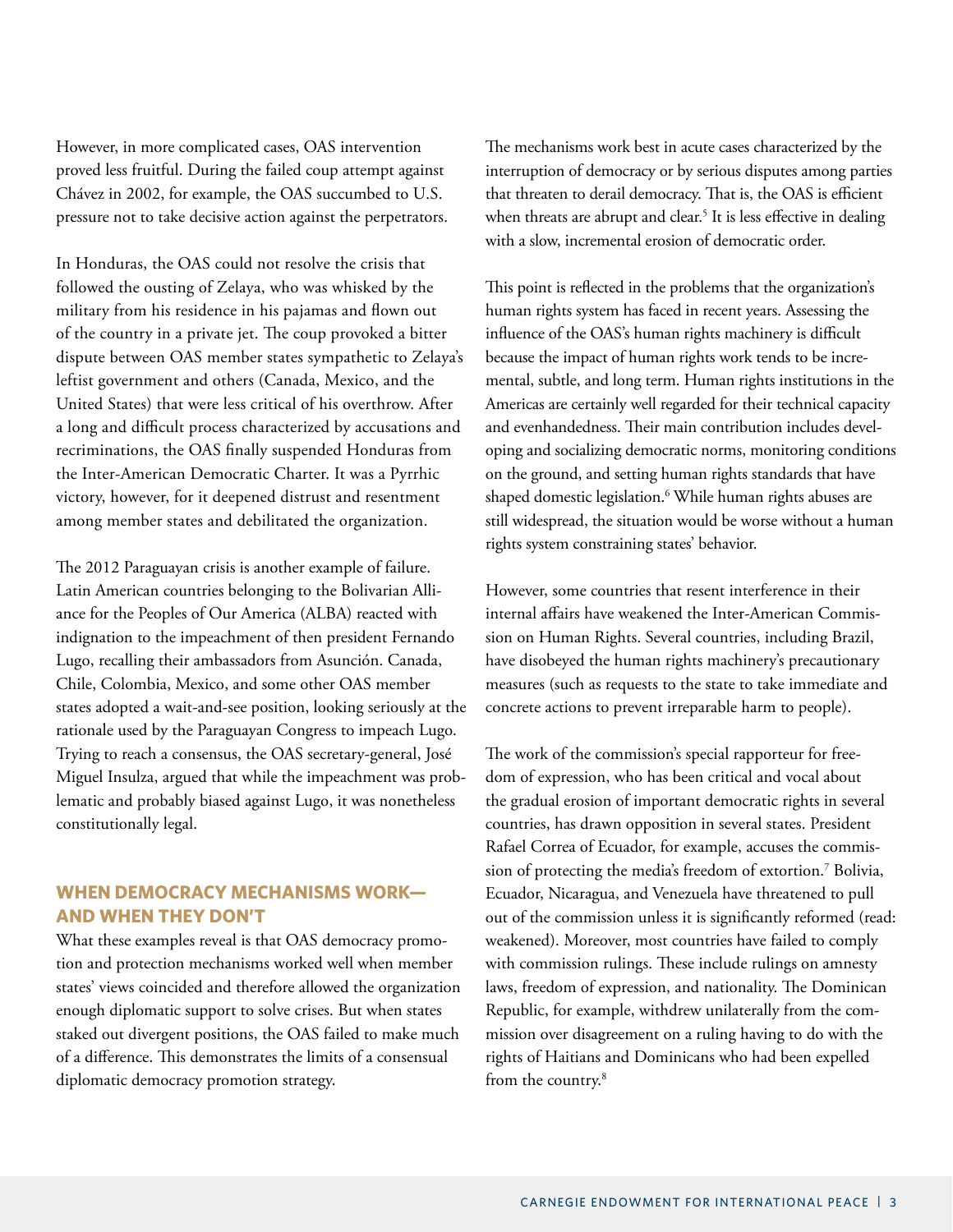However, in more complicated cases, OAS intervention proved less fruitful. During the failed coup attempt against Chávez in 2002, for example, the OAS succumbed to U.S. pressure not to take decisive action against the perpetrators.

In Honduras, the OAS could not resolve the crisis that followed the ousting of Zelaya, who was whisked by the military from his residence in his pajamas and flown out of the country in a private jet. The coup provoked a bitter dispute between OAS member states sympathetic to Zelaya's leftist government and others (Canada, Mexico, and the United States) that were less critical of his overthrow. After a long and difficult process characterized by accusations and recriminations, the OAS finally suspended Honduras from the Inter-American Democratic Charter. It was a Pyrrhic victory, however, for it deepened distrust and resentment among member states and debilitated the organization.

The 2012 Paraguayan crisis is another example of failure. Latin American countries belonging to the Bolivarian Alliance for the Peoples of Our America (ALBA) reacted with indignation to the impeachment of then president Fernando Lugo, recalling their ambassadors from Asunción. Canada, Chile, Colombia, Mexico, and some other OAS member states adopted a wait-and-see position, looking seriously at the rationale used by the Paraguayan Congress to impeach Lugo. Trying to reach a consensus, the OAS secretary-general, José Miguel Insulza, argued that while the impeachment was problematic and probably biased against Lugo, it was nonetheless constitutionally legal.

## WHEN DEMOCRACY MECHANISMS WORK—AND WHEN THEY DON'T

What these examples reveal is that OAS democracy promotion and protection mechanisms worked well when member states' views coincided and therefore allowed the organization enough diplomatic support to solve crises. But when states staked out divergent positions, the OAS failed to make much of a difference. This demonstrates the limits of a consensual diplomatic democracy promotion strategy.

The mechanisms work best in acute cases characterized by the interruption of democracy or by serious disputes among parties that threaten to derail democracy. That is, the OAS is efficient when threats are abrupt and clear.[5] It is less effective in dealing with a slow, incremental erosion of democratic order.

This point is reflected in the problems that the organization's human rights system has faced in recent years. Assessing the influence of the OAS's human rights machinery is difficult because the impact of human rights work tends to be incremental, subtle, and long term. Human rights institutions in the Americas are certainly well regarded for their technical capacity and evenhandedness. Their main contribution includes developing and socializing democratic norms, monitoring conditions on the ground, and setting human rights standards that have shaped domestic legislation.[6] While human rights abuses are still widespread, the situation would be worse without a human rights system constraining states' behavior.

However, some countries that resent interference in their internal affairs have weakened the Inter-American Commission on Human Rights. Several countries, including Brazil, have disobeyed the human rights machinery's precautionary measures (such as requests to the state to take immediate and concrete actions to prevent irreparable harm to people).

The work of the commission's special rapporteur for freedom of expression, who has been critical and vocal about the gradual erosion of important democratic rights in several countries, has drawn opposition in several states. President Rafael Correa of Ecuador, for example, accuses the commission of protecting the media's freedom of extortion.[7] Bolivia, Ecuador, Nicaragua, and Venezuela have threatened to pull out of the commission unless it is significantly reformed (read: weakened). Moreover, most countries have failed to comply with commission rulings. These include rulings on amnesty laws, freedom of expression, and nationality. The Dominican Republic, for example, withdrew unilaterally from the commission over disagreement on a ruling having to do with the rights of Haitians and Dominicans who had been expelled from the country.[8]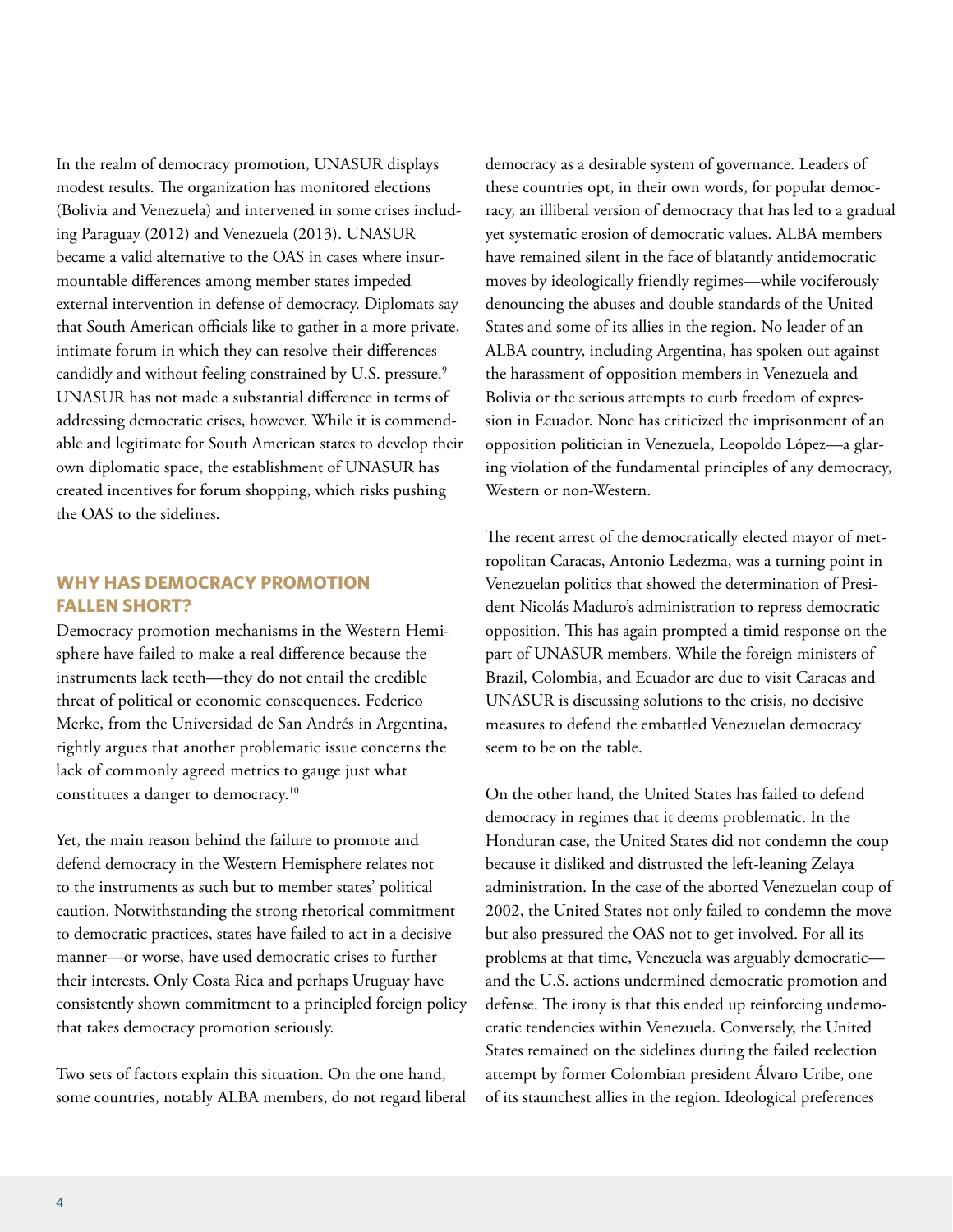In the realm of democracy promotion, UNASUR displays modest results. The organization has monitored elections (Bolivia and Venezuela) and intervened in some crises including Paraguay (2012) and Venezuela (2013). UNASUR became a valid alternative to the OAS in cases where insurmountable differences among member states impeded external intervention in defense of democracy. Diplomats say that South American officials like to gather in a more private, intimate forum in which they can resolve their differences candidly and without feeling constrained by U.S. pressure.[9] UNASUR has not made a substantial difference in terms of addressing democratic crises, however. While it is commendable and legitimate for South American states to develop their own diplomatic space, the establishment of UNASUR has created incentives for forum shopping, which risks pushing the OAS to the sidelines.

## WHY HAS DEMOCRACY PROMOTION FALLEN SHORT?

Democracy promotion mechanisms in the Western Hemisphere have failed to make a real difference because the instruments lack teeth—they do not entail the credible threat of political or economic consequences. Federico Merke, from the Universidad de San Andrés in Argentina, rightly argues that another problematic issue concerns the lack of commonly agreed metrics to gauge just what constitutes a danger to democracy.[10]

Yet, the main reason behind the failure to promote and defend democracy in the Western Hemisphere relates not to the instruments as such but to member states' political caution. Notwithstanding the strong rhetorical commitment to democratic practices, states have failed to act in a decisive manner—or worse, have used democratic crises to further their interests. Only Costa Rica and perhaps Uruguay have consistently shown commitment to a principled foreign policy that takes democracy promotion seriously.

Two sets of factors explain this situation. On the one hand, some countries, notably ALBA members, do not regard liberal democracy as a desirable system of governance. Leaders of these countries opt, in their own words, for popular democracy, an illiberal version of democracy that has led to a gradual yet systematic erosion of democratic values. ALBA members have remained silent in the face of blatantly antidemocratic moves by ideologically friendly regimes—while vociferously denouncing the abuses and double standards of the United States and some of its allies in the region. No leader of an ALBA country, including Argentina, has spoken out against the harassment of opposition members in Venezuela and Bolivia or the serious attempts to curb freedom of expression in Ecuador. None has criticized the imprisonment of an opposition politician in Venezuela, Leopoldo López—a glaring violation of the fundamental principles of any democracy, Western or non-Western.

The recent arrest of the democratically elected mayor of metropolitan Caracas, Antonio Ledezma, was a turning point in Venezuelan politics that showed the determination of President Nicolás Maduro's administration to repress democratic opposition. This has again prompted a timid response on the part of UNASUR members. While the foreign ministers of Brazil, Colombia, and Ecuador are due to visit Caracas and UNASUR is discussing solutions to the crisis, no decisive measures to defend the embattled Venezuelan democracy seem to be on the table.

On the other hand, the United States has failed to defend democracy in regimes that it deems problematic. In the Honduran case, the United States did not condemn the coup because it disliked and distrusted the left-leaning Zelaya administration. In the case of the aborted Venezuelan coup of 2002, the United States not only failed to condemn the move but also pressured the OAS not to get involved. For all its problems at that time, Venezuela was arguably democratic—and the U.S. actions undermined democratic promotion and defense. The irony is that this ended up reinforcing undemocratic tendencies within Venezuela. Conversely, the United States remained on the sidelines during the failed reelection attempt by former Colombian president Álvaro Uribe, one of its staunchest allies in the region. Ideological preferences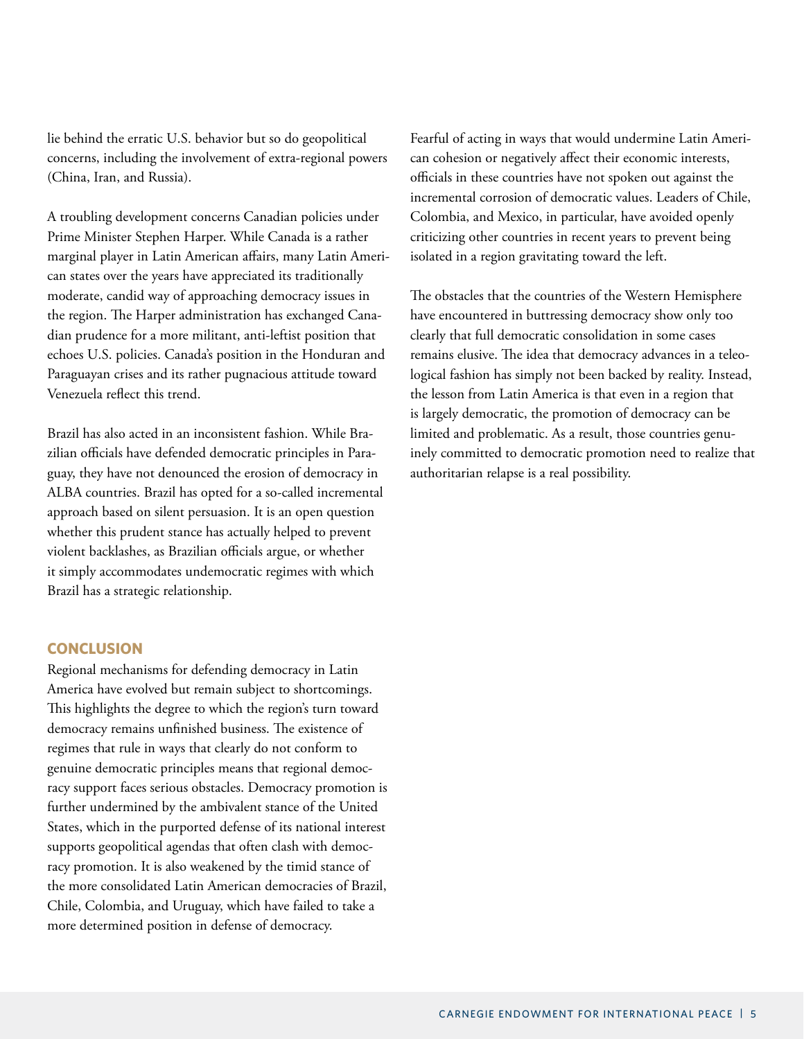lie behind the erratic U.S. behavior but so do geopolitical concerns, including the involvement of extra-regional powers (China, Iran, and Russia).

A troubling development concerns Canadian policies under Prime Minister Stephen Harper. While Canada is a rather marginal player in Latin American affairs, many Latin American states over the years have appreciated its traditionally moderate, candid way of approaching democracy issues in the region. The Harper administration has exchanged Canadian prudence for a more militant, anti-leftist position that echoes U.S. policies. Canada's position in the Honduran and Paraguayan crises and its rather pugnacious attitude toward Venezuela reflect this trend.

Brazil has also acted in an inconsistent fashion. While Brazilian officials have defended democratic principles in Paraguay, they have not denounced the erosion of democracy in ALBA countries. Brazil has opted for a so-called incremental approach based on silent persuasion. It is an open question whether this prudent stance has actually helped to prevent violent backlashes, as Brazilian officials argue, or whether it simply accommodates undemocratic regimes with which Brazil has a strategic relationship.

## CONCLUSION

Regional mechanisms for defending democracy in Latin America have evolved but remain subject to shortcomings. This highlights the degree to which the region's turn toward democracy remains unfinished business. The existence of regimes that rule in ways that clearly do not conform to genuine democratic principles means that regional democracy support faces serious obstacles. Democracy promotion is further undermined by the ambivalent stance of the United States, which in the purported defense of its national interest supports geopolitical agendas that often clash with democracy promotion. It is also weakened by the timid stance of the more consolidated Latin American democracies of Brazil, Chile, Colombia, and Uruguay, which have failed to take a more determined position in defense of democracy.

Fearful of acting in ways that would undermine Latin American cohesion or negatively affect their economic interests, officials in these countries have not spoken out against the incremental corrosion of democratic values. Leaders of Chile, Colombia, and Mexico, in particular, have avoided openly criticizing other countries in recent years to prevent being isolated in a region gravitating toward the left.

The obstacles that the countries of the Western Hemisphere have encountered in buttressing democracy show only too clearly that full democratic consolidation in some cases remains elusive. The idea that democracy advances in a teleological fashion has simply not been backed by reality. Instead, the lesson from Latin America is that even in a region that is largely democratic, the promotion of democracy can be limited and problematic. As a result, those countries genuinely committed to democratic promotion need to realize that authoritarian relapse is a real possibility.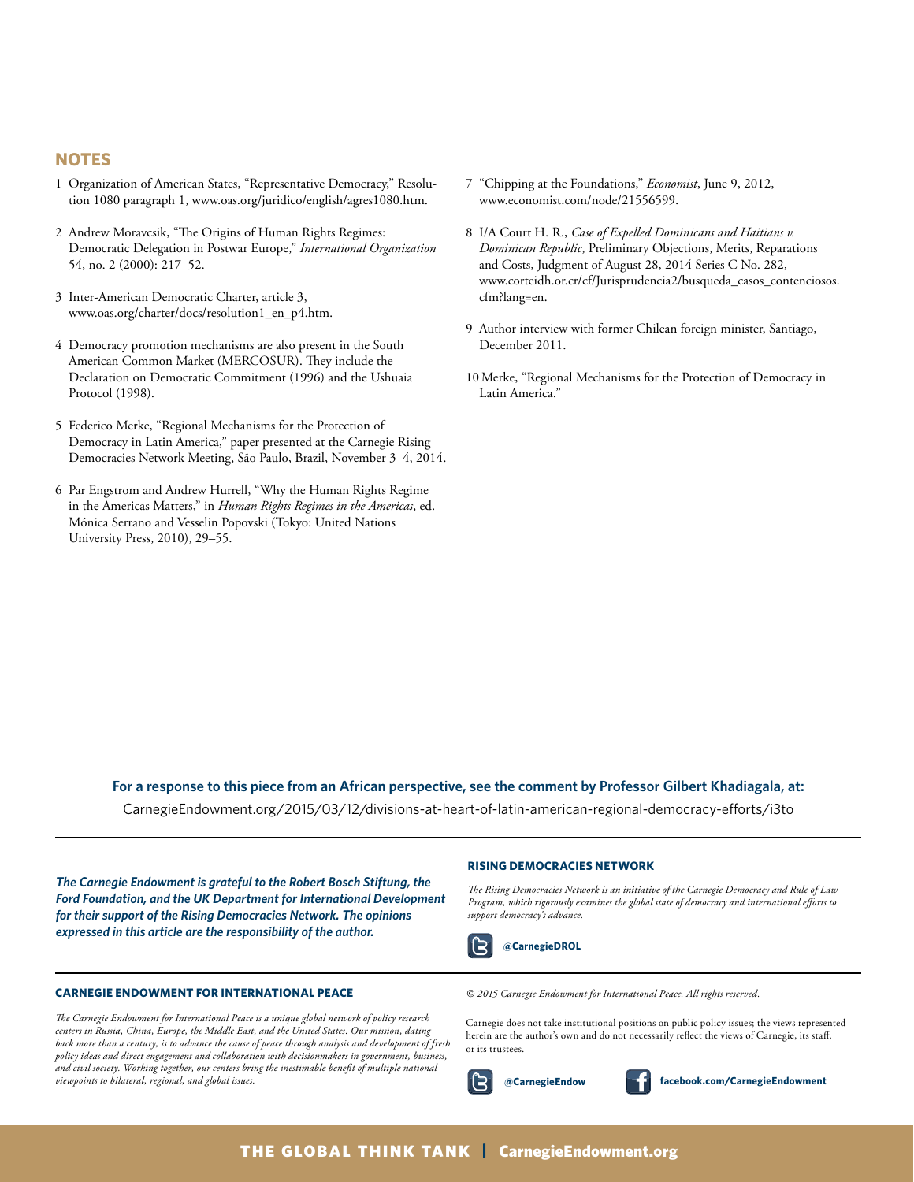## NOTES

1 Organization of American States, "Representative Democracy," Resolution 1080 paragraph 1, www.oas.org/juridico/english/agres1080.htm.

2 Andrew Moravcsik, "The Origins of Human Rights Regimes: Democratic Delegation in Postwar Europe," *International Organization* 54, no. 2 (2000): 217–52.

3 Inter-American Democratic Charter, article 3, www.oas.org/charter/docs/resolution1_en_p4.htm.

4 Democracy promotion mechanisms are also present in the South American Common Market (MERCOSUR). They include the Declaration on Democratic Commitment (1996) and the Ushuaia Protocol (1998).

5 Federico Merke, "Regional Mechanisms for the Protection of Democracy in Latin America," paper presented at the Carnegie Rising Democracies Network Meeting, São Paulo, Brazil, November 3–4, 2014.

6 Par Engstrom and Andrew Hurrell, "Why the Human Rights Regime in the Americas Matters," in *Human Rights Regimes in the Americas*, ed. Mónica Serrano and Vesselin Popovski (Tokyo: United Nations University Press, 2010), 29–55.

7 "Chipping at the Foundations," *Economist*, June 9, 2012, www.economist.com/node/21556599.

8 I/A Court H. R., *Case of Expelled Dominicans and Haitians v. Dominican Republic*, Preliminary Objections, Merits, Reparations and Costs, Judgment of August 28, 2014 Series C No. 282, www.corteidh.or.cr/cf/Jurisprudencia2/busqueda_casos_contenciosos.cfm?lang=en.

9 Author interview with former Chilean foreign minister, Santiago, December 2011.

10 Merke, "Regional Mechanisms for the Protection of Democracy in Latin America."

---

**For a response to this piece from an African perspective, see the comment by Professor Gilbert Khadiagala, at:**
CarnegieEndowment.org/2015/03/12/divisions-at-heart-of-latin-american-regional-democracy-efforts/i3to

---

***The Carnegie Endowment is grateful to the Robert Bosch Stiftung, the Ford Foundation, and the UK Department for International Development for their support of the Rising Democracies Network. The opinions expressed in this article are the responsibility of the author.***

**RISING DEMOCRACIES NETWORK**

*The Rising Democracies Network is an initiative of the Carnegie Democracy and Rule of Law Program, which rigorously examines the global state of democracy and international efforts to support democracy's advance.*

**@CarnegieDROL**

**CARNEGIE ENDOWMENT FOR INTERNATIONAL PEACE**

*The Carnegie Endowment for International Peace is a unique global network of policy research centers in Russia, China, Europe, the Middle East, and the United States. Our mission, dating back more than a century, is to advance the cause of peace through analysis and development of fresh policy ideas and direct engagement and collaboration with decisionmakers in government, business, and civil society. Working together, our centers bring the inestimable benefit of multiple national viewpoints to bilateral, regional, and global issues.*

*© 2015 Carnegie Endowment for International Peace. All rights reserved.*

Carnegie does not take institutional positions on public policy issues; the views represented herein are the author's own and do not necessarily reflect the views of Carnegie, its staff, or its trustees.

**@CarnegieEndow** **facebook.com/CarnegieEndowment**

**THE GLOBAL THINK TANK | CarnegieEndowment.org**